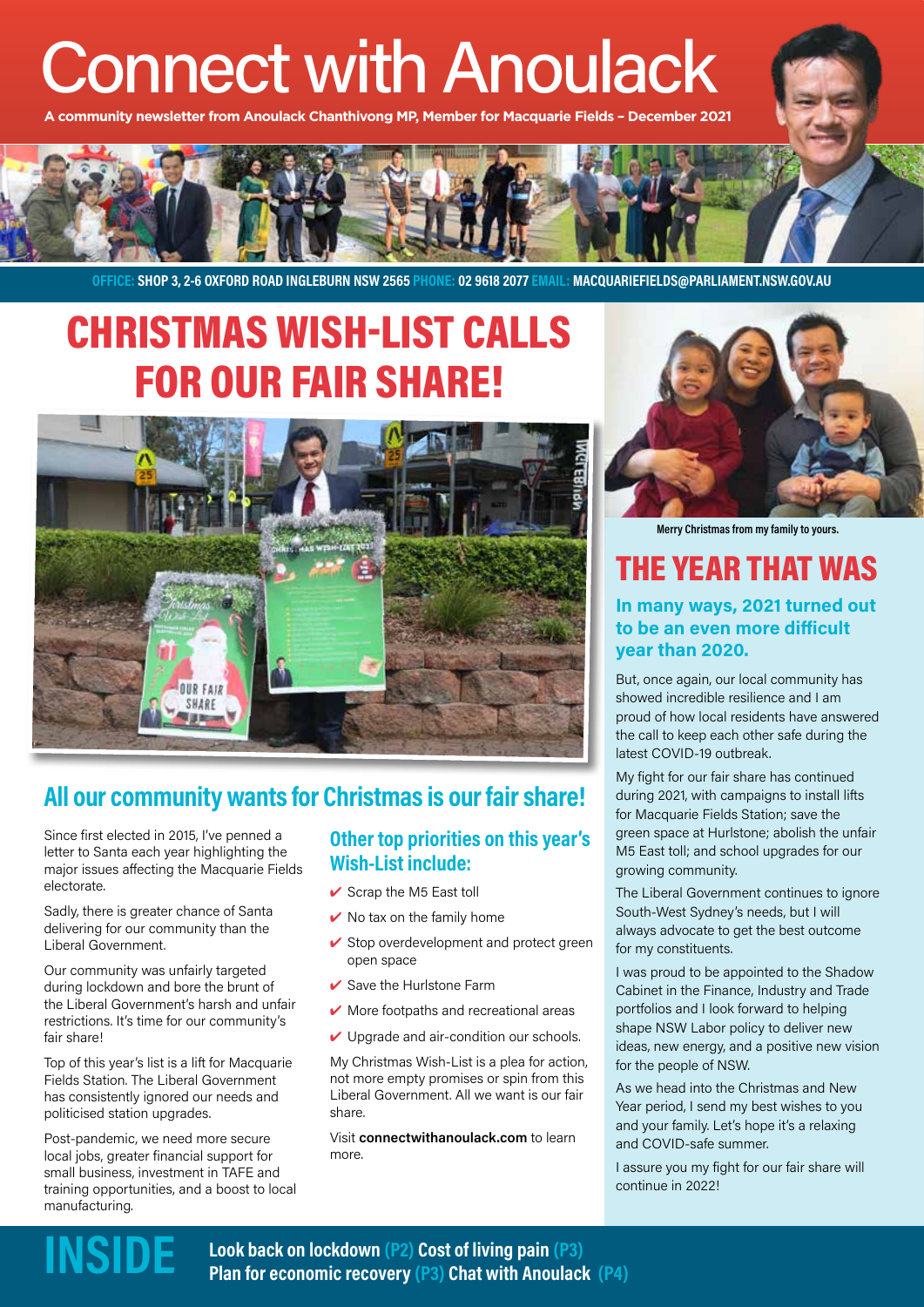# Connect with Anoulack

**A community newsletter from Anoulack Chanthivong MP, Member for Macquarie Fields – December 2021**

**OFFICE:** SHOP 3, 2-6 OXFORD ROAD INGLEBURN NSW 2565 **PHONE:** 02 9618 2077 **EMAIL:** MACQUARIEFIELDS@PARLIAMENT.NSW.GOV.AU

# CHRISTMAS WISH-LIST CALLS FOR OUR FAIR SHARE!

## All our community wants for Christmas is our fair share!

Since first elected in 2015, I've penned a letter to Santa each year highlighting the major issues affecting the Macquarie Fields electorate.

Sadly, there is greater chance of Santa delivering for our community than the Liberal Government.

Our community was unfairly targeted during lockdown and bore the brunt of the Liberal Government's harsh and unfair restrictions. It's time for our community's fair share!

Top of this year's list is a lift for Macquarie Fields Station. The Liberal Government has consistently ignored our needs and politicised station upgrades.

Post-pandemic, we need more secure local jobs, greater financial support for small business, investment in TAFE and training opportunities, and a boost to local manufacturing.

### Other top priorities on this year's Wish-List include:

- ✔ Scrap the M5 East toll
- ✔ No tax on the family home
- ✔ Stop overdevelopment and protect green open space
- ✔ Save the Hurlstone Farm
- ✔ More footpaths and recreational areas
- ✔ Upgrade and air-condition our schools.

My Christmas Wish-List is a plea for action, not more empty promises or spin from this Liberal Government. All we want is our fair share.

Visit **connectwithanoulack.com** to learn more.

Merry Christmas from my family to yours.

# THE YEAR THAT WAS

### In many ways, 2021 turned out to be an even more difficult year than 2020.

But, once again, our local community has showed incredible resilience and I am proud of how local residents have answered the call to keep each other safe during the latest COVID-19 outbreak.

My fight for our fair share has continued during 2021, with campaigns to install lifts for Macquarie Fields Station; save the green space at Hurlstone; abolish the unfair M5 East toll; and school upgrades for our growing community.

The Liberal Government continues to ignore South-West Sydney's needs, but I will always advocate to get the best outcome for my constituents.

I was proud to be appointed to the Shadow Cabinet in the Finance, Industry and Trade portfolios and I look forward to helping shape NSW Labor policy to deliver new ideas, new energy, and a positive new vision for the people of NSW.

As we head into the Christmas and New Year period, I send my best wishes to you and your family. Let's hope it's a relaxing and COVID-safe summer.

I assure you my fight for our fair share will continue in 2022!

## INSIDE

**Look back on lockdown** (P2) **Cost of living pain** (P3)
**Plan for economic recovery** (P3) **Chat with Anoulack** (P4)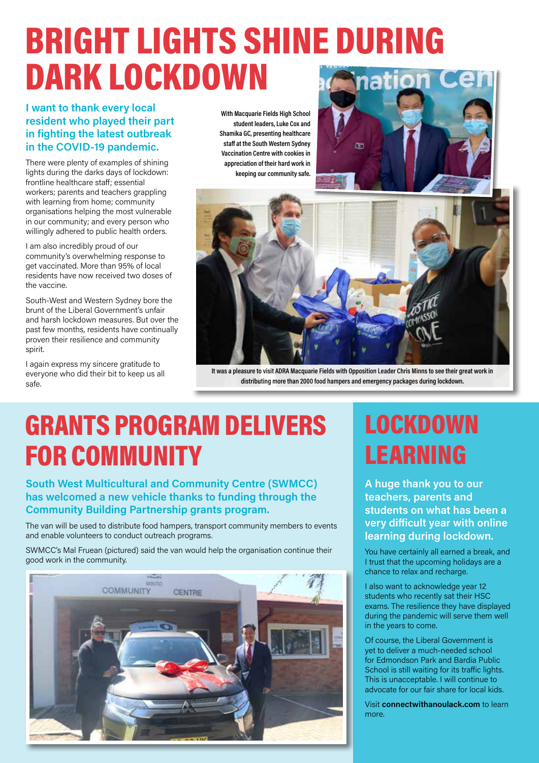# BRIGHT LIGHTS SHINE DURING DARK LOCKDOWN

**I want to thank every local resident who played their part in fighting the latest outbreak in the COVID-19 pandemic.**

There were plenty of examples of shining lights during the darks days of lockdown: frontline healthcare staff; essential workers; parents and teachers grappling with learning from home; community organisations helping the most vulnerable in our community; and every person who willingly adhered to public health orders.

I am also incredibly proud of our community's overwhelming response to get vaccinated. More than 95% of local residents have now received two doses of the vaccine.

South-West and Western Sydney bore the brunt of the Liberal Government's unfair and harsh lockdown measures. But over the past few months, residents have continually proven their resilience and community spirit.

I again express my sincere gratitude to everyone who did their bit to keep us all safe.

With Macquarie Fields High School student leaders, Luke Cox and Shamika GC, presenting healthcare staff at the South Western Sydney Vaccination Centre with cookies in appreciation of their hard work in keeping our community safe.

It was a pleasure to visit ADRA Macquarie Fields with Opposition Leader Chris Minns to see their great work in distributing more than 2000 food hampers and emergency packages during lockdown.

# GRANTS PROGRAM DELIVERS FOR COMMUNITY

**South West Multicultural and Community Centre (SWMCC) has welcomed a new vehicle thanks to funding through the Community Building Partnership grants program.**

The van will be used to distribute food hampers, transport community members to events and enable volunteers to conduct outreach programs.

SWMCC's Mal Fruean (pictured) said the van would help the organisation continue their good work in the community.

# LOCKDOWN LEARNING

**A huge thank you to our teachers, parents and students on what has been a very difficult year with online learning during lockdown.**

You have certainly all earned a break, and I trust that the upcoming holidays are a chance to relax and recharge.

I also want to acknowledge year 12 students who recently sat their HSC exams. The resilience they have displayed during the pandemic will serve them well in the years to come.

Of course, the Liberal Government is yet to deliver a much-needed school for Edmondson Park and Bardia Public School is still waiting for its traffic lights. This is unacceptable. I will continue to advocate for our fair share for local kids.

Visit **connectwithanoulack.com** to learn more.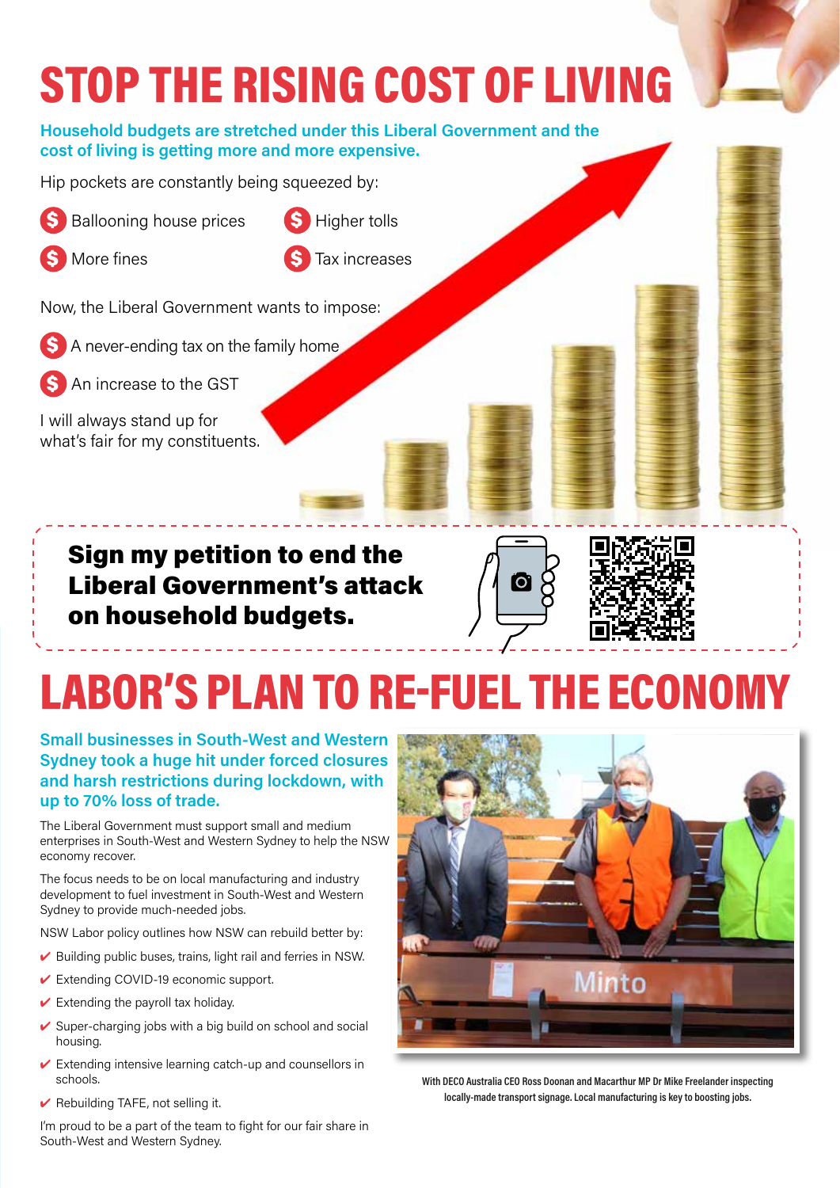# STOP THE RISING COST OF LIVING

**Household budgets are stretched under this Liberal Government and the cost of living is getting more and more expensive.**

Hip pockets are constantly being squeezed by:

- Ballooning house prices
- Higher tolls
- More fines
- Tax increases

Now, the Liberal Government wants to impose:

- A never-ending tax on the family home
- An increase to the GST

I will always stand up for what's fair for my constituents.

**Sign my petition to end the Liberal Government's attack on household budgets.**

# LABOR'S PLAN TO RE-FUEL THE ECONOMY

**Small businesses in South-West and Western Sydney took a huge hit under forced closures and harsh restrictions during lockdown, with up to 70% loss of trade.**

The Liberal Government must support small and medium enterprises in South-West and Western Sydney to help the NSW economy recover.

The focus needs to be on local manufacturing and industry development to fuel investment in South-West and Western Sydney to provide much-needed jobs.

NSW Labor policy outlines how NSW can rebuild better by:

- ✔ Building public buses, trains, light rail and ferries in NSW.
- ✔ Extending COVID-19 economic support.
- ✔ Extending the payroll tax holiday.
- ✔ Super-charging jobs with a big build on school and social housing.
- ✔ Extending intensive learning catch-up and counsellors in schools.
- ✔ Rebuilding TAFE, not selling it.

I'm proud to be a part of the team to fight for our fair share in South-West and Western Sydney.

With DECO Australia CEO Ross Doonan and Macarthur MP Dr Mike Freelander inspecting locally-made transport signage. Local manufacturing is key to boosting jobs.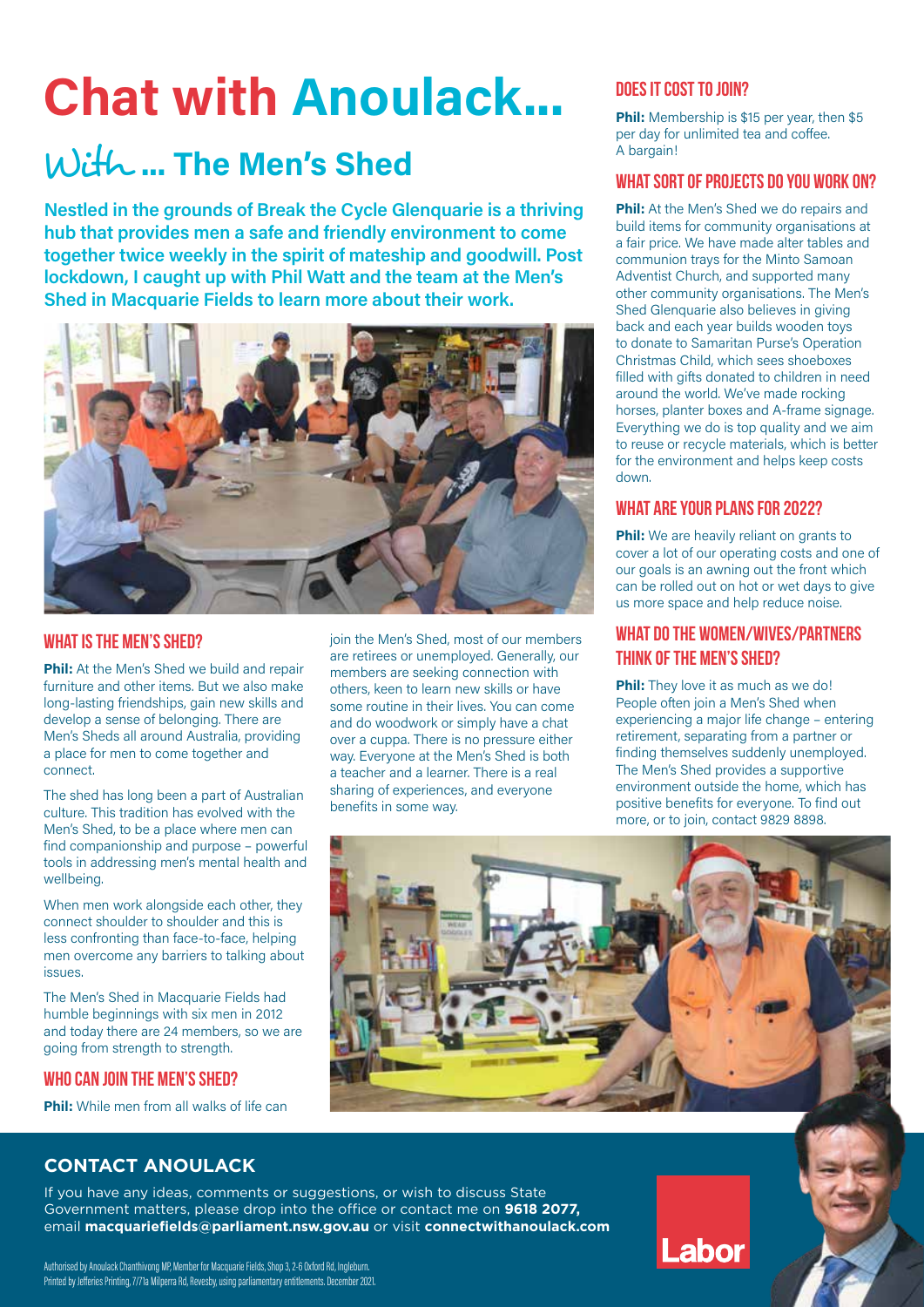# Chat with Anoulack...

## With ... The Men's Shed

**Nestled in the grounds of Break the Cycle Glenquarie is a thriving hub that provides men a safe and friendly environment to come together twice weekly in the spirit of mateship and goodwill. Post lockdown, I caught up with Phil Watt and the team at the Men's Shed in Macquarie Fields to learn more about their work.**

### WHAT IS THE MEN'S SHED?

**Phil:** At the Men's Shed we build and repair furniture and other items. But we also make long-lasting friendships, gain new skills and develop a sense of belonging. There are Men's Sheds all around Australia, providing a place for men to come together and connect.

The shed has long been a part of Australian culture. This tradition has evolved with the Men's Shed, to be a place where men can find companionship and purpose – powerful tools in addressing men's mental health and wellbeing.

When men work alongside each other, they connect shoulder to shoulder and this is less confronting than face-to-face, helping men overcome any barriers to talking about issues.

The Men's Shed in Macquarie Fields had humble beginnings with six men in 2012 and today there are 24 members, so we are going from strength to strength.

### WHO CAN JOIN THE MEN'S SHED?

**Phil:** While men from all walks of life can join the Men's Shed, most of our members are retirees or unemployed. Generally, our members are seeking connection with others, keen to learn new skills or have some routine in their lives. You can come and do woodwork or simply have a chat over a cuppa. There is no pressure either way. Everyone at the Men's Shed is both a teacher and a learner. There is a real sharing of experiences, and everyone benefits in some way.

### DOES IT COST TO JOIN?

**Phil:** Membership is $15 per year, then $5 per day for unlimited tea and coffee. A bargain!

### WHAT SORT OF PROJECTS DO YOU WORK ON?

**Phil:** At the Men's Shed we do repairs and build items for community organisations at a fair price. We have made alter tables and communion trays for the Minto Samoan Adventist Church, and supported many other community organisations. The Men's Shed Glenquarie also believes in giving back and each year builds wooden toys to donate to Samaritan Purse's Operation Christmas Child, which sees shoeboxes filled with gifts donated to children in need around the world. We've made rocking horses, planter boxes and A-frame signage. Everything we do is top quality and we aim to reuse or recycle materials, which is better for the environment and helps keep costs down.

### WHAT ARE YOUR PLANS FOR 2022?

**Phil:** We are heavily reliant on grants to cover a lot of our operating costs and one of our goals is an awning out the front which can be rolled out on hot or wet days to give us more space and help reduce noise.

### WHAT DO THE WOMEN/WIVES/PARTNERS THINK OF THE MEN'S SHED?

**Phil:** They love it as much as we do! People often join a Men's Shed when experiencing a major life change – entering retirement, separating from a partner or finding themselves suddenly unemployed. The Men's Shed provides a supportive environment outside the home, which has positive benefits for everyone. To find out more, or to join, contact 9829 8898.

## CONTACT ANOULACK

If you have any ideas, comments or suggestions, or wish to discuss State Government matters, please drop into the office or contact me on **9618 2077,** email **macquariefields@parliament.nsw.gov.au** or visit **connectwithanoulack.com**

Labor

Authorised by Anoulack Chanthivong MP, Member for Macquarie Fields, Shop 3, 2-6 Oxford Rd, Ingleburn. Printed by Jefferies Printing, 7/71a Milperra Rd, Revesby, using parliamentary entitlements. December 2021.